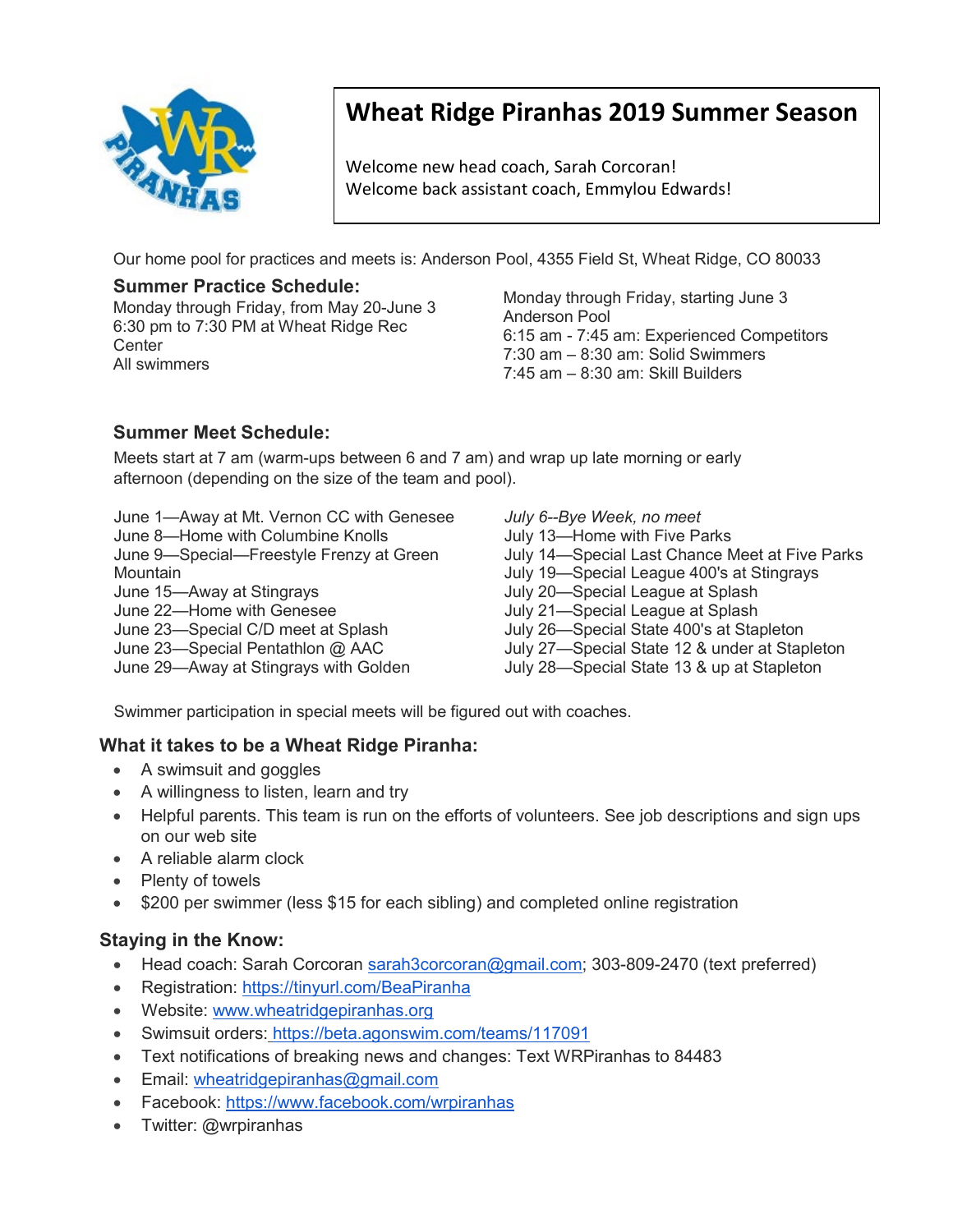# Wheat Ridge Piranhas 2019 Summer Season

Welcome new head coach, Sarah Corcoran!
Welcome back assistant coach, Emmylou Edwards!

Our home pool for practices and meets is: Anderson Pool, 4355 Field St, Wheat Ridge, CO 80033

### Summer Practice Schedule:

Monday through Friday, from May 20-June 3
6:30 pm to 7:30 PM at Wheat Ridge Rec Center
All swimmers

Monday through Friday, starting June 3
Anderson Pool
6:15 am - 7:45 am: Experienced Competitors
7:30 am – 8:30 am: Solid Swimmers
7:45 am – 8:30 am: Skill Builders

### Summer Meet Schedule:

Meets start at 7 am (warm-ups between 6 and 7 am) and wrap up late morning or early afternoon (depending on the size of the team and pool).

June 1—Away at Mt. Vernon CC with Genesee
June 8—Home with Columbine Knolls
June 9—Special—Freestyle Frenzy at Green Mountain
June 15—Away at Stingrays
June 22—Home with Genesee
June 23—Special C/D meet at Splash
June 23—Special Pentathlon @ AAC
June 29—Away at Stingrays with Golden
*July 6--Bye Week, no meet*
July 13—Home with Five Parks
July 14—Special Last Chance Meet at Five Parks
July 19—Special League 400's at Stingrays
July 20—Special League at Splash
July 21—Special League at Splash
July 26—Special State 400's at Stapleton
July 27—Special State 12 & under at Stapleton
July 28—Special State 13 & up at Stapleton

Swimmer participation in special meets will be figured out with coaches.

### What it takes to be a Wheat Ridge Piranha:

- A swimsuit and goggles
- A willingness to listen, learn and try
- Helpful parents. This team is run on the efforts of volunteers. See job descriptions and sign ups on our web site
- A reliable alarm clock
- Plenty of towels
- $200 per swimmer (less $15 for each sibling) and completed online registration

### Staying in the Know:

- Head coach: Sarah Corcoran sarah3corcoran@gmail.com; 303-809-2470 (text preferred)
- Registration: https://tinyurl.com/BeaPiranha
- Website: www.wheatridgepiranhas.org
- Swimsuit orders: https://beta.agonswim.com/teams/117091
- Text notifications of breaking news and changes: Text WRPiranhas to 84483
- Email: wheatridgepiranhas@gmail.com
- Facebook: https://www.facebook.com/wrpiranhas
- Twitter: @wrpiranhas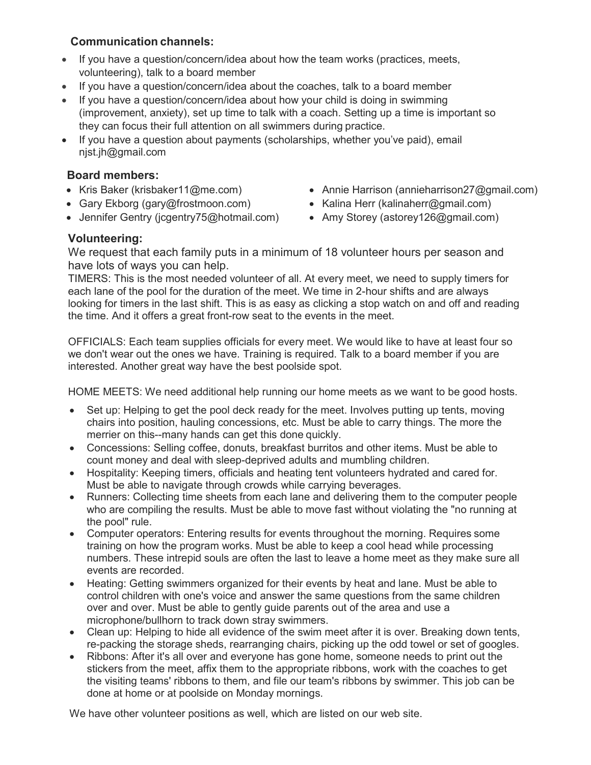## Communication channels:

- If you have a question/concern/idea about how the team works (practices, meets, volunteering), talk to a board member
- If you have a question/concern/idea about the coaches, talk to a board member
- If you have a question/concern/idea about how your child is doing in swimming (improvement, anxiety), set up time to talk with a coach. Setting up a time is important so they can focus their full attention on all swimmers during practice.
- If you have a question about payments (scholarships, whether you've paid), email njst.jh@gmail.com

## Board members:

- Kris Baker (krisbaker11@me.com)
- Gary Ekborg (gary@frostmoon.com)
- Jennifer Gentry (jcgentry75@hotmail.com)
- Annie Harrison (annieharrison27@gmail.com)
- Kalina Herr (kalinaherr@gmail.com)
- Amy Storey (astorey126@gmail.com)

## Volunteering:

We request that each family puts in a minimum of 18 volunteer hours per season and have lots of ways you can help.

TIMERS: This is the most needed volunteer of all. At every meet, we need to supply timers for each lane of the pool for the duration of the meet. We time in 2-hour shifts and are always looking for timers in the last shift. This is as easy as clicking a stop watch on and off and reading the time. And it offers a great front-row seat to the events in the meet.

OFFICIALS: Each team supplies officials for every meet. We would like to have at least four so we don't wear out the ones we have. Training is required. Talk to a board member if you are interested. Another great way have the best poolside spot.

HOME MEETS: We need additional help running our home meets as we want to be good hosts.

- Set up: Helping to get the pool deck ready for the meet. Involves putting up tents, moving chairs into position, hauling concessions, etc. Must be able to carry things. The more the merrier on this--many hands can get this done quickly.
- Concessions: Selling coffee, donuts, breakfast burritos and other items. Must be able to count money and deal with sleep-deprived adults and mumbling children.
- Hospitality: Keeping timers, officials and heating tent volunteers hydrated and cared for. Must be able to navigate through crowds while carrying beverages.
- Runners: Collecting time sheets from each lane and delivering them to the computer people who are compiling the results. Must be able to move fast without violating the "no running at the pool" rule.
- Computer operators: Entering results for events throughout the morning. Requires some training on how the program works. Must be able to keep a cool head while processing numbers. These intrepid souls are often the last to leave a home meet as they make sure all events are recorded.
- Heating: Getting swimmers organized for their events by heat and lane. Must be able to control children with one's voice and answer the same questions from the same children over and over. Must be able to gently guide parents out of the area and use a microphone/bullhorn to track down stray swimmers.
- Clean up: Helping to hide all evidence of the swim meet after it is over. Breaking down tents, re-packing the storage sheds, rearranging chairs, picking up the odd towel or set of googles.
- Ribbons: After it's all over and everyone has gone home, someone needs to print out the stickers from the meet, affix them to the appropriate ribbons, work with the coaches to get the visiting teams' ribbons to them, and file our team's ribbons by swimmer. This job can be done at home or at poolside on Monday mornings.

We have other volunteer positions as well, which are listed on our web site.